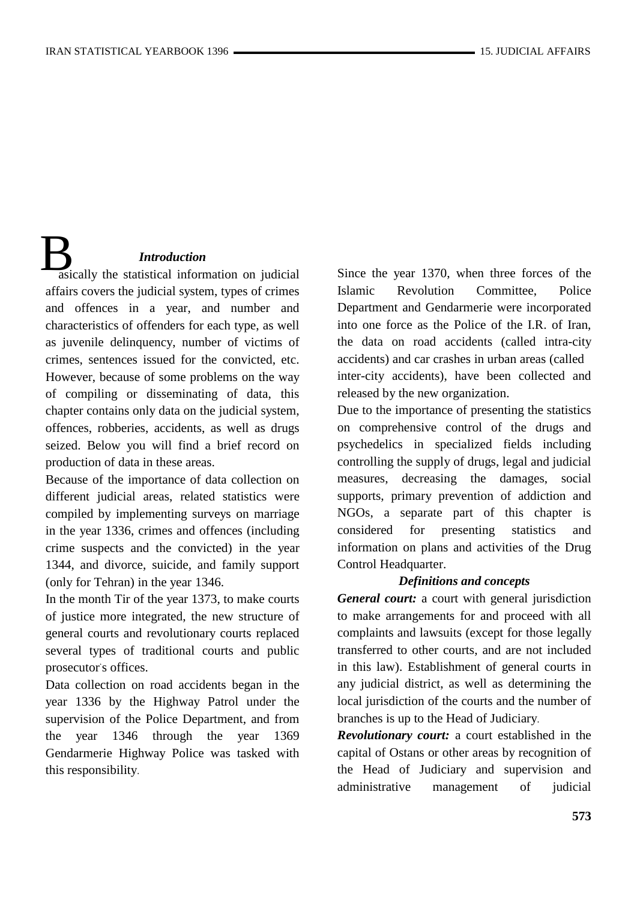### *Introduction*

Basically the statistical information on judicial affairs covers the judicial system, types of crimes and offences in a year, and number and characteristics of offenders for each type, as well as juvenile delinquency, number of victims of crimes, sentences issued for the convicted, etc. However, because of some problems on the way of compiling or disseminating of data, this chapter contains only data on the judicial system, offences, robberies, accidents, as well as drugs seized. Below you will find a brief record on production of data in these areas.

Because of the importance of data collection on different judicial areas, related statistics were compiled by implementing surveys on marriage in the year 1336, crimes and offences (including crime suspects and the convicted) in the year 1344, and divorce, suicide, and family support (only for Tehran) in the year 1346.

In the month Tir of the year 1373, to make courts of justice more integrated, the new structure of general courts and revolutionary courts replaced several types of traditional courts and public prosecutor's offices.

Data collection on road accidents began in the year 1336 by the Highway Patrol under the supervision of the Police Department, and from the year 1346 through the year 1369 Gendarmerie Highway Police was tasked with this responsibility.

Since the year 1370, when three forces of the Islamic Revolution Committee, Police Department and Gendarmerie were incorporated into one force as the Police of the I.R. of Iran, the data on road accidents (called intra-city accidents) and car crashes in urban areas (called inter-city accidents), have been collected and released by the new organization.

Due to the importance of presenting the statistics on comprehensive control of the drugs and psychedelics in specialized fields including controlling the supply of drugs, legal and judicial measures, decreasing the damages, social supports, primary prevention of addiction and NGOs, a separate part of this chapter is considered for presenting statistics and information on plans and activities of the Drug Control Headquarter.

### *Definitions and concepts*

***General court:*** a court with general jurisdiction to make arrangements for and proceed with all complaints and lawsuits (except for those legally transferred to other courts, and are not included in this law). Establishment of general courts in any judicial district, as well as determining the local jurisdiction of the courts and the number of branches is up to the Head of Judiciary.

***Revolutionary court:*** a court established in the capital of Ostans or other areas by recognition of the Head of Judiciary and supervision and administrative management of judicial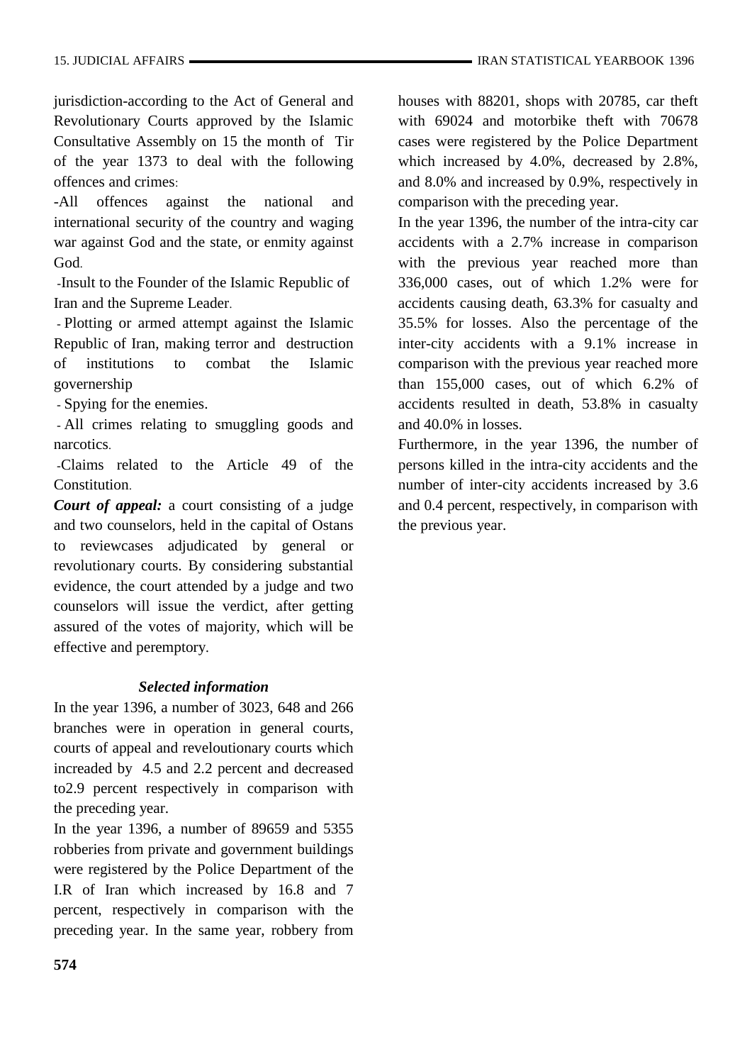jurisdiction-according to the Act of General and Revolutionary Courts approved by the Islamic Consultative Assembly on 15 the month of Tir of the year 1373 to deal with the following offences and crimes:

-All offences against the national and international security of the country and waging war against God and the state, or enmity against God.

-Insult to the Founder of the Islamic Republic of Iran and the Supreme Leader.

- Plotting or armed attempt against the Islamic Republic of Iran, making terror and destruction of institutions to combat the Islamic governership

- Spying for the enemies.

- All crimes relating to smuggling goods and narcotics.

-Claims related to the Article 49 of the Constitution.

***Court of appeal:*** a court consisting of a judge and two counselors, held in the capital of Ostans to reviewcases adjudicated by general or revolutionary courts. By considering substantial evidence, the court attended by a judge and two counselors will issue the verdict, after getting assured of the votes of majority, which will be effective and peremptory.

***Selected information***

In the year 1396, a number of 3023, 648 and 266 branches were in operation in general courts, courts of appeal and reveloutionary courts which increaded by 4.5 and 2.2 percent and decreased to2.9 percent respectively in comparison with the preceding year.

In the year 1396, a number of 89659 and 5355 robberies from private and government buildings were registered by the Police Department of the I.R of Iran which increased by 16.8 and 7 percent, respectively in comparison with the preceding year. In the same year, robbery from houses with 88201, shops with 20785, car theft with 69024 and motorbike theft with 70678 cases were registered by the Police Department which increased by 4.0%, decreased by 2.8%, and 8.0% and increased by 0.9%, respectively in comparison with the preceding year.

In the year 1396, the number of the intra-city car accidents with a 2.7% increase in comparison with the previous year reached more than 336,000 cases, out of which 1.2% were for accidents causing death, 63.3% for casualty and 35.5% for losses. Also the percentage of the inter-city accidents with a 9.1% increase in comparison with the previous year reached more than 155,000 cases, out of which 6.2% of accidents resulted in death, 53.8% in casualty and 40.0% in losses.

Furthermore, in the year 1396, the number of persons killed in the intra-city accidents and the number of inter-city accidents increased by 3.6 and 0.4 percent, respectively, in comparison with the previous year.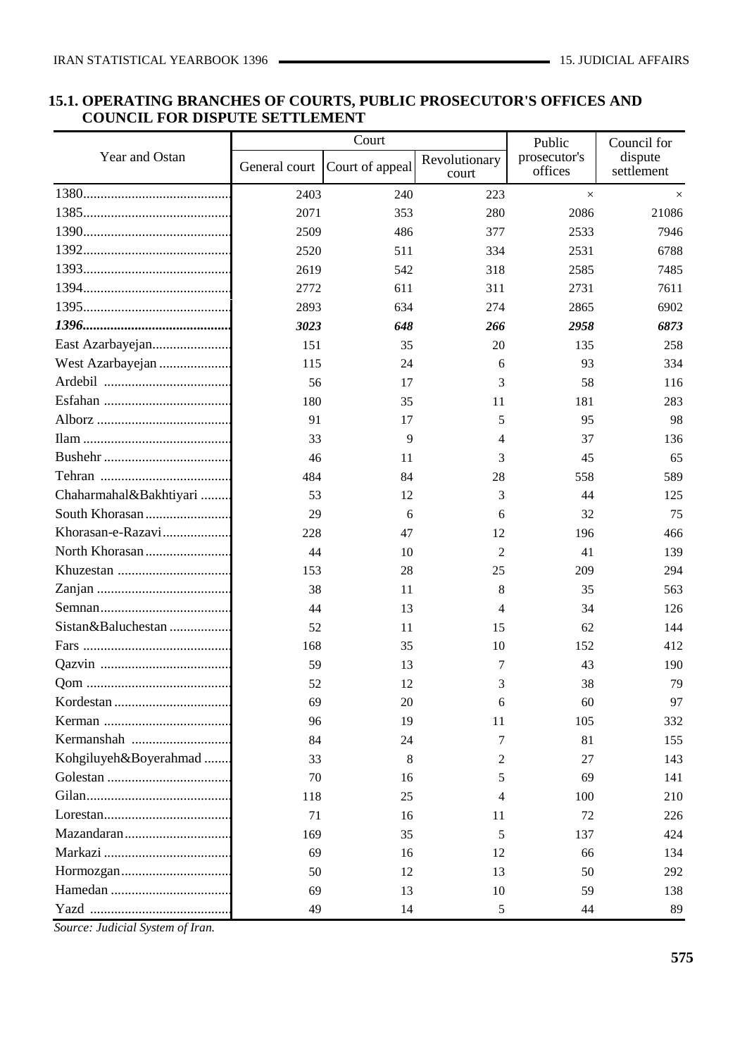## 15.1. OPERATING BRANCHES OF COURTS, PUBLIC PROSECUTOR'S OFFICES AND COUNCIL FOR DISPUTE SETTLEMENT

| Year and Ostan | Court | | | Public prosecutor's offices | Council for dispute settlement |
|---|---|---|---|---|---|
| | General court | Court of appeal | Revolutionary court | | |
| 1380 | 2403 | 240 | 223 | × | × |
| 1385 | 2071 | 353 | 280 | 2086 | 21086 |
| 1390 | 2509 | 486 | 377 | 2533 | 7946 |
| 1392 | 2520 | 511 | 334 | 2531 | 6788 |
| 1393 | 2619 | 542 | 318 | 2585 | 7485 |
| 1394 | 2772 | 611 | 311 | 2731 | 7611 |
| 1395 | 2893 | 634 | 274 | 2865 | 6902 |
| ***1396*** | ***3023*** | ***648*** | ***266*** | ***2958*** | ***6873*** |
| East Azarbayejan | 151 | 35 | 20 | 135 | 258 |
| West Azarbayejan | 115 | 24 | 6 | 93 | 334 |
| Ardebil | 56 | 17 | 3 | 58 | 116 |
| Esfahan | 180 | 35 | 11 | 181 | 283 |
| Alborz | 91 | 17 | 5 | 95 | 98 |
| Ilam | 33 | 9 | 4 | 37 | 136 |
| Bushehr | 46 | 11 | 3 | 45 | 65 |
| Tehran | 484 | 84 | 28 | 558 | 589 |
| Chaharmahal&Bakhtiyari | 53 | 12 | 3 | 44 | 125 |
| South Khorasan | 29 | 6 | 6 | 32 | 75 |
| Khorasan-e-Razavi | 228 | 47 | 12 | 196 | 466 |
| North Khorasan | 44 | 10 | 2 | 41 | 139 |
| Khuzestan | 153 | 28 | 25 | 209 | 294 |
| Zanjan | 38 | 11 | 8 | 35 | 563 |
| Semnan | 44 | 13 | 4 | 34 | 126 |
| Sistan&Baluchestan | 52 | 11 | 15 | 62 | 144 |
| Fars | 168 | 35 | 10 | 152 | 412 |
| Qazvin | 59 | 13 | 7 | 43 | 190 |
| Qom | 52 | 12 | 3 | 38 | 79 |
| Kordestan | 69 | 20 | 6 | 60 | 97 |
| Kerman | 96 | 19 | 11 | 105 | 332 |
| Kermanshah | 84 | 24 | 7 | 81 | 155 |
| Kohgiluyeh&Boyerahmad | 33 | 8 | 2 | 27 | 143 |
| Golestan | 70 | 16 | 5 | 69 | 141 |
| Gilan | 118 | 25 | 4 | 100 | 210 |
| Lorestan | 71 | 16 | 11 | 72 | 226 |
| Mazandaran | 169 | 35 | 5 | 137 | 424 |
| Markazi | 69 | 16 | 12 | 66 | 134 |
| Hormozgan | 50 | 12 | 13 | 50 | 292 |
| Hamedan | 69 | 13 | 10 | 59 | 138 |
| Yazd | 49 | 14 | 5 | 44 | 89 |

*Source: Judicial System of Iran.*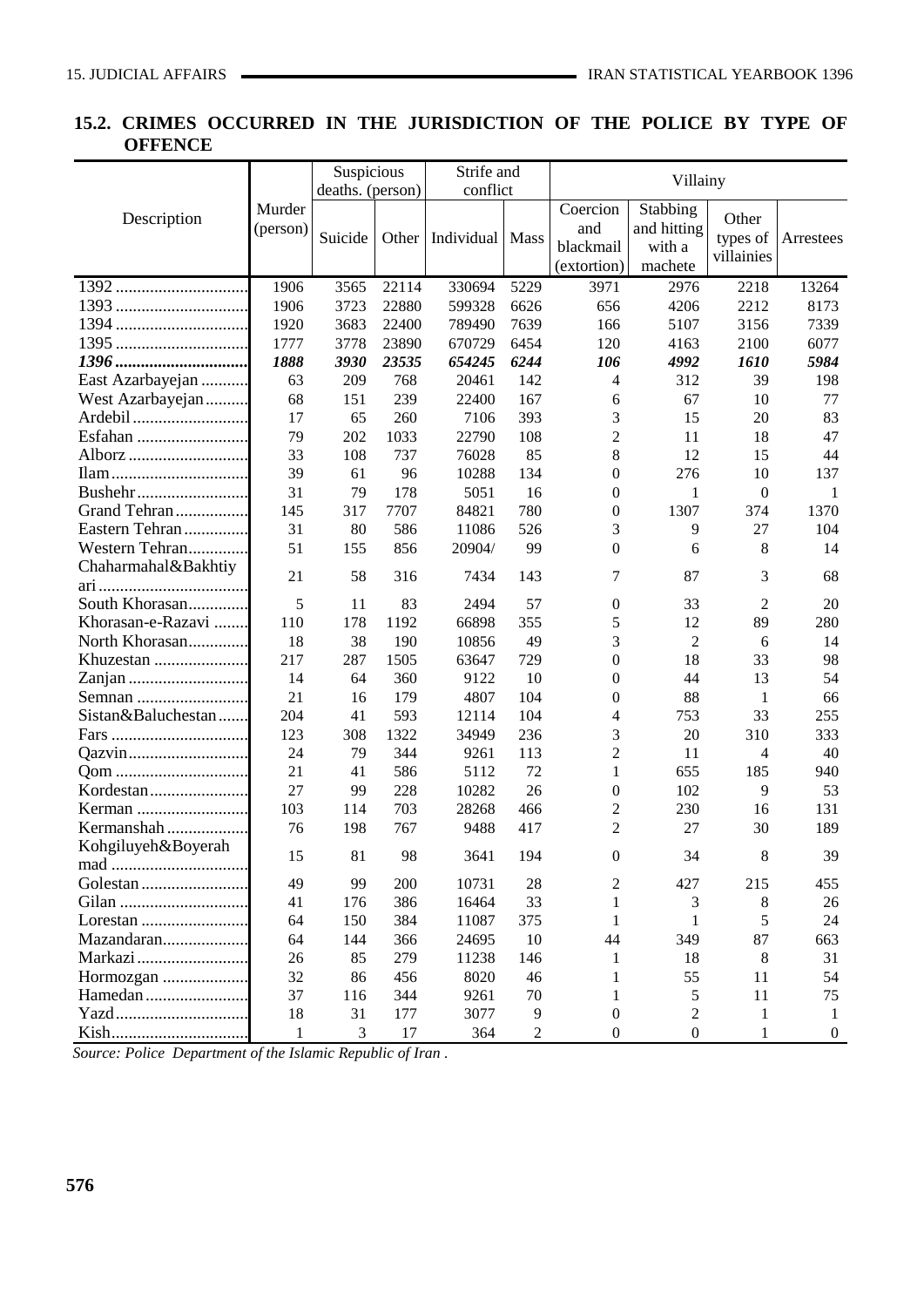## 15.2. CRIMES OCCURRED IN THE JURISDICTION OF THE POLICE BY TYPE OF OFFENCE

| Description | Murder (person) | Suspicious deaths. (person) | | Strife and conflict | | Villainy | | | |
|---|---|---|---|---|---|---|---|---|---|
| | | Suicide | Other | Individual | Mass | Coercion and blackmail (extortion) | Stabbing and hitting with a machete | Other types of villainies | Arrestees |
| 1392 | 1906 | 3565 | 22114 | 330694 | 5229 | 3971 | 2976 | 2218 | 13264 |
| 1393 | 1906 | 3723 | 22880 | 599328 | 6626 | 656 | 4206 | 2212 | 8173 |
| 1394 | 1920 | 3683 | 22400 | 789490 | 7639 | 166 | 5107 | 3156 | 7339 |
| 1395 | 1777 | 3778 | 23890 | 670729 | 6454 | 120 | 4163 | 2100 | 6077 |
| ***1396*** | ***1888*** | ***3930*** | ***23535*** | ***654245*** | ***6244*** | ***106*** | ***4992*** | ***1610*** | ***5984*** |
| East Azarbayejan | 63 | 209 | 768 | 20461 | 142 | 4 | 312 | 39 | 198 |
| West Azarbayejan | 68 | 151 | 239 | 22400 | 167 | 6 | 67 | 10 | 77 |
| Ardebil | 17 | 65 | 260 | 7106 | 393 | 3 | 15 | 20 | 83 |
| Esfahan | 79 | 202 | 1033 | 22790 | 108 | 2 | 11 | 18 | 47 |
| Alborz | 33 | 108 | 737 | 76028 | 85 | 8 | 12 | 15 | 44 |
| Ilam | 39 | 61 | 96 | 10288 | 134 | 0 | 276 | 10 | 137 |
| Bushehr | 31 | 79 | 178 | 5051 | 16 | 0 | 1 | 0 | 1 |
| Grand Tehran | 145 | 317 | 7707 | 84821 | 780 | 0 | 1307 | 374 | 1370 |
| Eastern Tehran | 31 | 80 | 586 | 11086 | 526 | 3 | 9 | 27 | 104 |
| Western Tehran | 51 | 155 | 856 | 20904/ | 99 | 0 | 6 | 8 | 14 |
| Chaharmahal&Bakhtiyari | 21 | 58 | 316 | 7434 | 143 | 7 | 87 | 3 | 68 |
| South Khorasan | 5 | 11 | 83 | 2494 | 57 | 0 | 33 | 2 | 20 |
| Khorasan-e-Razavi | 110 | 178 | 1192 | 66898 | 355 | 5 | 12 | 89 | 280 |
| North Khorasan | 18 | 38 | 190 | 10856 | 49 | 3 | 2 | 6 | 14 |
| Khuzestan | 217 | 287 | 1505 | 63647 | 729 | 0 | 18 | 33 | 98 |
| Zanjan | 14 | 64 | 360 | 9122 | 10 | 0 | 44 | 13 | 54 |
| Semnan | 21 | 16 | 179 | 4807 | 104 | 0 | 88 | 1 | 66 |
| Sistan&Baluchestan | 204 | 41 | 593 | 12114 | 104 | 4 | 753 | 33 | 255 |
| Fars | 123 | 308 | 1322 | 34949 | 236 | 3 | 20 | 310 | 333 |
| Qazvin | 24 | 79 | 344 | 9261 | 113 | 2 | 11 | 4 | 40 |
| Qom | 21 | 41 | 586 | 5112 | 72 | 1 | 655 | 185 | 940 |
| Kordestan | 27 | 99 | 228 | 10282 | 26 | 0 | 102 | 9 | 53 |
| Kerman | 103 | 114 | 703 | 28268 | 466 | 2 | 230 | 16 | 131 |
| Kermanshah | 76 | 198 | 767 | 9488 | 417 | 2 | 27 | 30 | 189 |
| Kohgiluyeh&Boyerahmad | 15 | 81 | 98 | 3641 | 194 | 0 | 34 | 8 | 39 |
| Golestan | 49 | 99 | 200 | 10731 | 28 | 2 | 427 | 215 | 455 |
| Gilan | 41 | 176 | 386 | 16464 | 33 | 1 | 3 | 8 | 26 |
| Lorestan | 64 | 150 | 384 | 11087 | 375 | 1 | 1 | 5 | 24 |
| Mazandaran | 64 | 144 | 366 | 24695 | 10 | 44 | 349 | 87 | 663 |
| Markazi | 26 | 85 | 279 | 11238 | 146 | 1 | 18 | 8 | 31 |
| Hormozgan | 32 | 86 | 456 | 8020 | 46 | 1 | 55 | 11 | 54 |
| Hamedan | 37 | 116 | 344 | 9261 | 70 | 1 | 5 | 11 | 75 |
| Yazd | 18 | 31 | 177 | 3077 | 9 | 0 | 2 | 1 | 1 |
| Kish | 1 | 3 | 17 | 364 | 2 | 0 | 0 | 1 | 0 |

*Source: Police Department of the Islamic Republic of Iran .*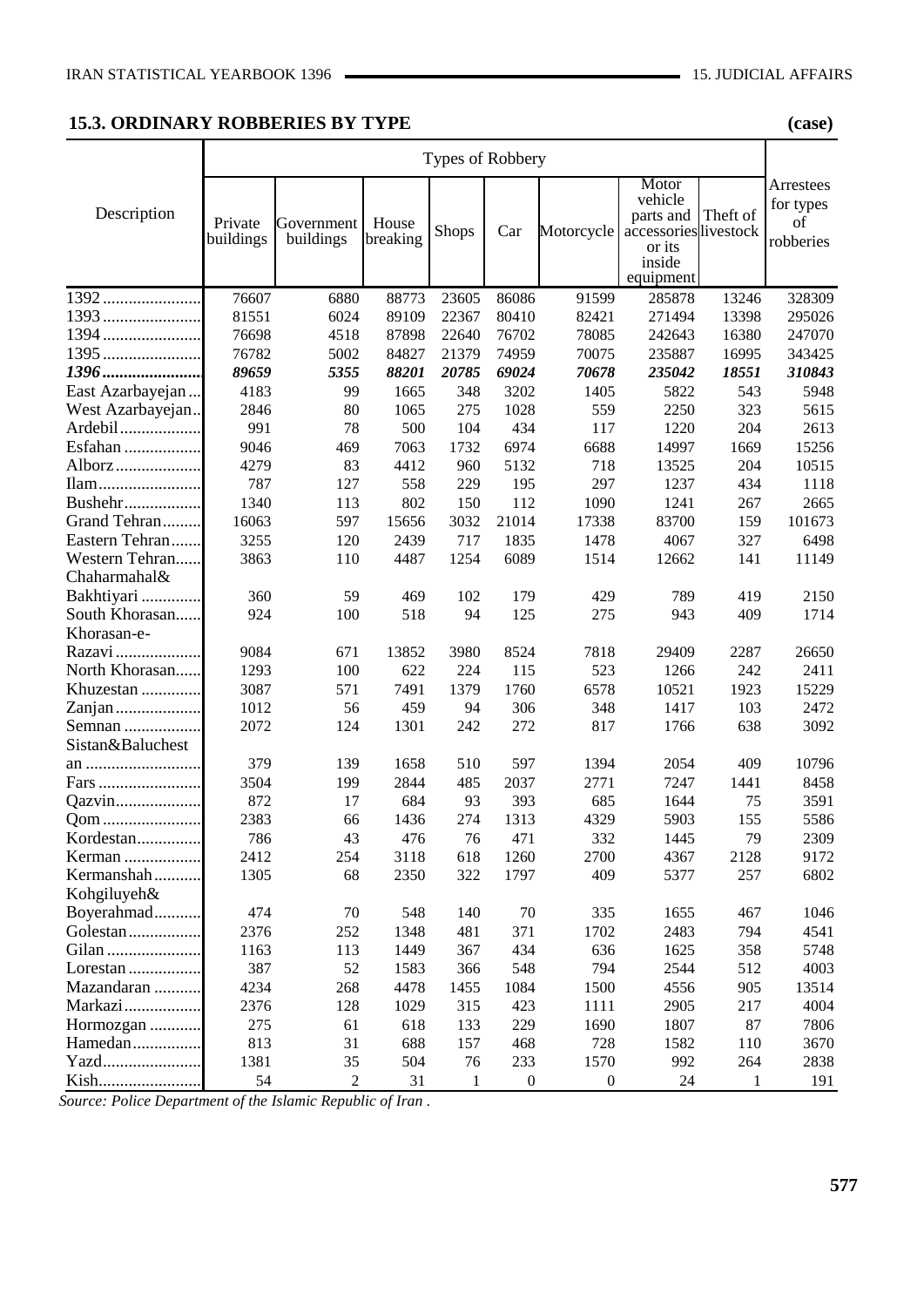## 15.3. ORDINARY ROBBERIES BY TYPE

(case)

| Description | Types of Robbery | | | | | | | | Arrestees for types of robberies |
|---|---|---|---|---|---|---|---|---|---|
| | Private buildings | Government buildings | House breaking | Shops | Car | Motorcycle | Motor vehicle parts and accessories or its inside equipment | Theft of livestock | |
| 1392 | 76607 | 6880 | 88773 | 23605 | 86086 | 91599 | 285878 | 13246 | 328309 |
| 1393 | 81551 | 6024 | 89109 | 22367 | 80410 | 82421 | 271494 | 13398 | 295026 |
| 1394 | 76698 | 4518 | 87898 | 22640 | 76702 | 78085 | 242643 | 16380 | 247070 |
| 1395 | 76782 | 5002 | 84827 | 21379 | 74959 | 70075 | 235887 | 16995 | 343425 |
| ***1396*** | ***89659*** | ***5355*** | ***88201*** | ***20785*** | ***69024*** | ***70678*** | ***235042*** | ***18551*** | ***310843*** |
| East Azarbayejan | 4183 | 99 | 1665 | 348 | 3202 | 1405 | 5822 | 543 | 5948 |
| West Azarbayejan | 2846 | 80 | 1065 | 275 | 1028 | 559 | 2250 | 323 | 5615 |
| Ardebil | 991 | 78 | 500 | 104 | 434 | 117 | 1220 | 204 | 2613 |
| Esfahan | 9046 | 469 | 7063 | 1732 | 6974 | 6688 | 14997 | 1669 | 15256 |
| Alborz | 4279 | 83 | 4412 | 960 | 5132 | 718 | 13525 | 204 | 10515 |
| Ilam | 787 | 127 | 558 | 229 | 195 | 297 | 1237 | 434 | 1118 |
| Bushehr | 1340 | 113 | 802 | 150 | 112 | 1090 | 1241 | 267 | 2665 |
| Grand Tehran | 16063 | 597 | 15656 | 3032 | 21014 | 17338 | 83700 | 159 | 101673 |
| Eastern Tehran | 3255 | 120 | 2439 | 717 | 1835 | 1478 | 4067 | 327 | 6498 |
| Western Tehran | 3863 | 110 | 4487 | 1254 | 6089 | 1514 | 12662 | 141 | 11149 |
| Chaharmahal& Bakhtiyari | 360 | 59 | 469 | 102 | 179 | 429 | 789 | 419 | 2150 |
| South Khorasan | 924 | 100 | 518 | 94 | 125 | 275 | 943 | 409 | 1714 |
| Khorasan-e-Razavi | 9084 | 671 | 13852 | 3980 | 8524 | 7818 | 29409 | 2287 | 26650 |
| North Khorasan | 1293 | 100 | 622 | 224 | 115 | 523 | 1266 | 242 | 2411 |
| Khuzestan | 3087 | 571 | 7491 | 1379 | 1760 | 6578 | 10521 | 1923 | 15229 |
| Zanjan | 1012 | 56 | 459 | 94 | 306 | 348 | 1417 | 103 | 2472 |
| Semnan | 2072 | 124 | 1301 | 242 | 272 | 817 | 1766 | 638 | 3092 |
| Sistan&Baluchestan | 379 | 139 | 1658 | 510 | 597 | 1394 | 2054 | 409 | 10796 |
| Fars | 3504 | 199 | 2844 | 485 | 2037 | 2771 | 7247 | 1441 | 8458 |
| Qazvin | 872 | 17 | 684 | 93 | 393 | 685 | 1644 | 75 | 3591 |
| Qom | 2383 | 66 | 1436 | 274 | 1313 | 4329 | 5903 | 155 | 5586 |
| Kordestan | 786 | 43 | 476 | 76 | 471 | 332 | 1445 | 79 | 2309 |
| Kerman | 2412 | 254 | 3118 | 618 | 1260 | 2700 | 4367 | 2128 | 9172 |
| Kermanshah | 1305 | 68 | 2350 | 322 | 1797 | 409 | 5377 | 257 | 6802 |
| Kohgiluyeh& Boyerahmad | 474 | 70 | 548 | 140 | 70 | 335 | 1655 | 467 | 1046 |
| Golestan | 2376 | 252 | 1348 | 481 | 371 | 1702 | 2483 | 794 | 4541 |
| Gilan | 1163 | 113 | 1449 | 367 | 434 | 636 | 1625 | 358 | 5748 |
| Lorestan | 387 | 52 | 1583 | 366 | 548 | 794 | 2544 | 512 | 4003 |
| Mazandaran | 4234 | 268 | 4478 | 1455 | 1084 | 1500 | 4556 | 905 | 13514 |
| Markazi | 2376 | 128 | 1029 | 315 | 423 | 1111 | 2905 | 217 | 4004 |
| Hormozgan | 275 | 61 | 618 | 133 | 229 | 1690 | 1807 | 87 | 7806 |
| Hamedan | 813 | 31 | 688 | 157 | 468 | 728 | 1582 | 110 | 3670 |
| Yazd | 1381 | 35 | 504 | 76 | 233 | 1570 | 992 | 264 | 2838 |
| Kish | 54 | 2 | 31 | 1 | 0 | 0 | 24 | 1 | 191 |

*Source: Police Department of the Islamic Republic of Iran .*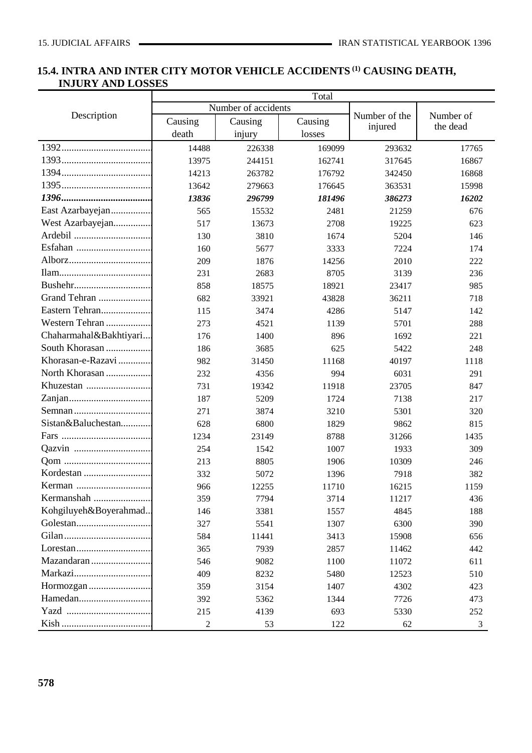## 15.4. INTRA AND INTER CITY MOTOR VEHICLE ACCIDENTS (1) CAUSING DEATH, INJURY AND LOSSES

| Description | Total | | | | |
|---|---|---|---|---|---|
| | Number of accidents | | | Number of the injured | Number of the dead |
| | Causing death | Causing injury | Causing losses | | |
| 1392 | 14488 | 226338 | 169099 | 293632 | 17765 |
| 1393 | 13975 | 244151 | 162741 | 317645 | 16867 |
| 1394 | 14213 | 263782 | 176792 | 342450 | 16868 |
| 1395 | 13642 | 279663 | 176645 | 363531 | 15998 |
| ***1396*** | ***13836*** | ***296799*** | ***181496*** | ***386273*** | ***16202*** |
| East Azarbayejan | 565 | 15532 | 2481 | 21259 | 676 |
| West Azarbayejan | 517 | 13673 | 2708 | 19225 | 623 |
| Ardebil | 130 | 3810 | 1674 | 5204 | 146 |
| Esfahan | 160 | 5677 | 3333 | 7224 | 174 |
| Alborz | 209 | 1876 | 14256 | 2010 | 222 |
| Ilam | 231 | 2683 | 8705 | 3139 | 236 |
| Bushehr | 858 | 18575 | 18921 | 23417 | 985 |
| Grand Tehran | 682 | 33921 | 43828 | 36211 | 718 |
| Eastern Tehran | 115 | 3474 | 4286 | 5147 | 142 |
| Western Tehran | 273 | 4521 | 1139 | 5701 | 288 |
| Chaharmahal&Bakhtiyari | 176 | 1400 | 896 | 1692 | 221 |
| South Khorasan | 186 | 3685 | 625 | 5422 | 248 |
| Khorasan-e-Razavi | 982 | 31450 | 11168 | 40197 | 1118 |
| North Khorasan | 232 | 4356 | 994 | 6031 | 291 |
| Khuzestan | 731 | 19342 | 11918 | 23705 | 847 |
| Zanjan | 187 | 5209 | 1724 | 7138 | 217 |
| Semnan | 271 | 3874 | 3210 | 5301 | 320 |
| Sistan&Baluchestan | 628 | 6800 | 1829 | 9862 | 815 |
| Fars | 1234 | 23149 | 8788 | 31266 | 1435 |
| Qazvin | 254 | 1542 | 1007 | 1933 | 309 |
| Qom | 213 | 8805 | 1906 | 10309 | 246 |
| Kordestan | 332 | 5072 | 1396 | 7918 | 382 |
| Kerman | 966 | 12255 | 11710 | 16215 | 1159 |
| Kermanshah | 359 | 7794 | 3714 | 11217 | 436 |
| Kohgiluyeh&Boyerahmad | 146 | 3381 | 1557 | 4845 | 188 |
| Golestan | 327 | 5541 | 1307 | 6300 | 390 |
| Gilan | 584 | 11441 | 3413 | 15908 | 656 |
| Lorestan | 365 | 7939 | 2857 | 11462 | 442 |
| Mazandaran | 546 | 9082 | 1100 | 11072 | 611 |
| Markazi | 409 | 8232 | 5480 | 12523 | 510 |
| Hormozgan | 359 | 3154 | 1407 | 4302 | 423 |
| Hamedan | 392 | 5362 | 1344 | 7726 | 473 |
| Yazd | 215 | 4139 | 693 | 5330 | 252 |
| Kish | 2 | 53 | 122 | 62 | 3 |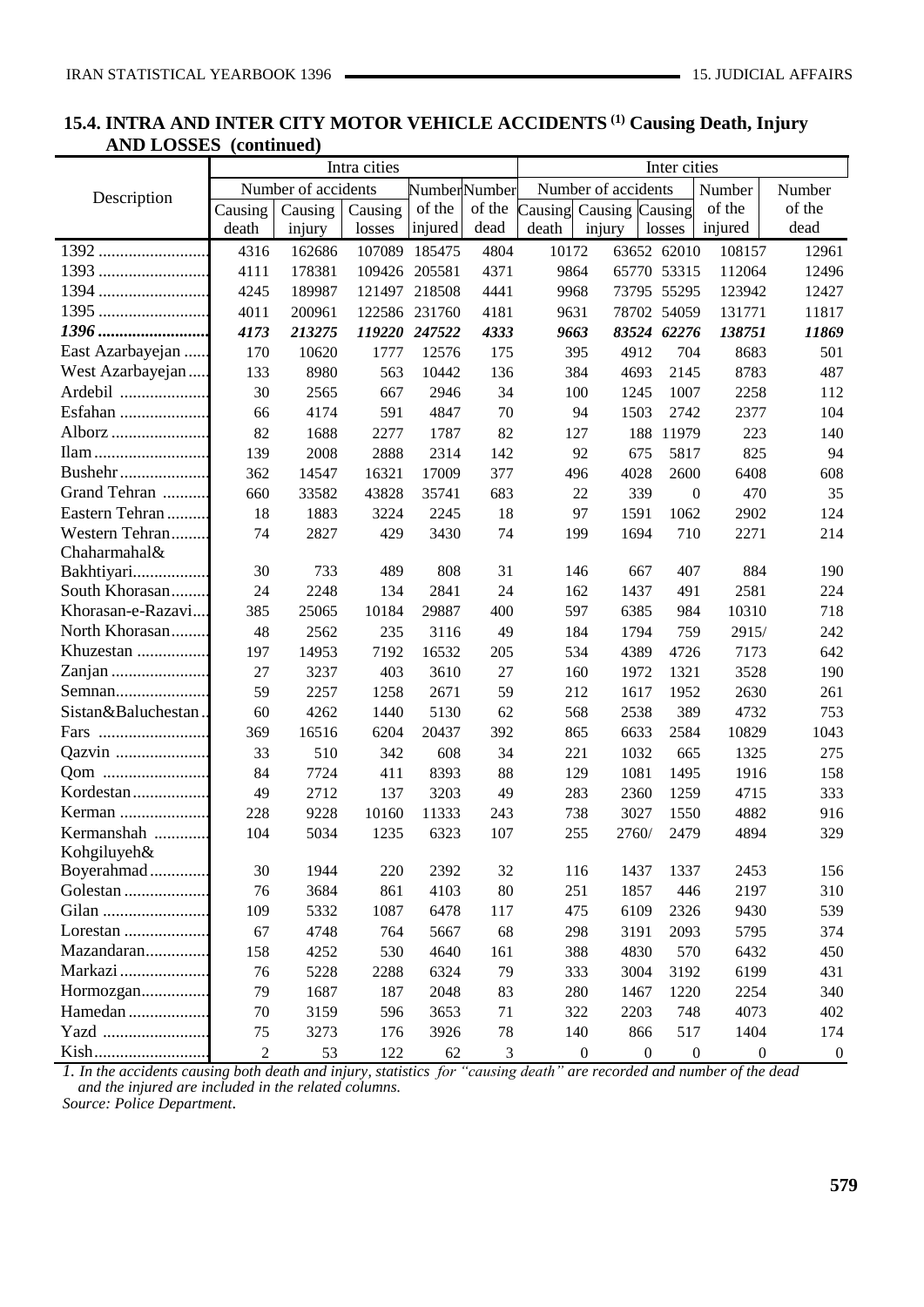## 15.4. INTRA AND INTER CITY MOTOR VEHICLE ACCIDENTS [(1)] Causing Death, Injury AND LOSSES (continued)

| Description | Intra cities | | | | | Inter cities | | | | |
|---|---|---|---|---|---|---|---|---|---|---|
| | Number of accidents | | | Number of the injured | Number of the dead | Number of accidents | | | Number of the injured | Number of the dead |
| | Causing death | Causing injury | Causing losses | | | Causing death | Causing injury | Causing losses | | |
| 1392 | 4316 | 162686 | 107089 | 185475 | 4804 | 10172 | 63652 | 62010 | 108157 | 12961 |
| 1393 | 4111 | 178381 | 109426 | 205581 | 4371 | 9864 | 65770 | 53315 | 112064 | 12496 |
| 1394 | 4245 | 189987 | 121497 | 218508 | 4441 | 9968 | 73795 | 55295 | 123942 | 12427 |
| 1395 | 4011 | 200961 | 122586 | 231760 | 4181 | 9631 | 78702 | 54059 | 131771 | 11817 |
| ***1396*** | ***4173*** | ***213275*** | ***119220*** | ***247522*** | ***4333*** | ***9663*** | ***83524*** | ***62276*** | ***138751*** | ***11869*** |
| East Azarbayejan | 170 | 10620 | 1777 | 12576 | 175 | 395 | 4912 | 704 | 8683 | 501 |
| West Azarbayejan | 133 | 8980 | 563 | 10442 | 136 | 384 | 4693 | 2145 | 8783 | 487 |
| Ardebil | 30 | 2565 | 667 | 2946 | 34 | 100 | 1245 | 1007 | 2258 | 112 |
| Esfahan | 66 | 4174 | 591 | 4847 | 70 | 94 | 1503 | 2742 | 2377 | 104 |
| Alborz | 82 | 1688 | 2277 | 1787 | 82 | 127 | 188 | 11979 | 223 | 140 |
| Ilam | 139 | 2008 | 2888 | 2314 | 142 | 92 | 675 | 5817 | 825 | 94 |
| Bushehr | 362 | 14547 | 16321 | 17009 | 377 | 496 | 4028 | 2600 | 6408 | 608 |
| Grand Tehran | 660 | 33582 | 43828 | 35741 | 683 | 22 | 339 | 0 | 470 | 35 |
| Eastern Tehran | 18 | 1883 | 3224 | 2245 | 18 | 97 | 1591 | 1062 | 2902 | 124 |
| Western Tehran | 74 | 2827 | 429 | 3430 | 74 | 199 | 1694 | 710 | 2271 | 214 |
| Chaharmahal& Bakhtiyari | 30 | 733 | 489 | 808 | 31 | 146 | 667 | 407 | 884 | 190 |
| South Khorasan | 24 | 2248 | 134 | 2841 | 24 | 162 | 1437 | 491 | 2581 | 224 |
| Khorasan-e-Razavi | 385 | 25065 | 10184 | 29887 | 400 | 597 | 6385 | 984 | 10310 | 718 |
| North Khorasan | 48 | 2562 | 235 | 3116 | 49 | 184 | 1794 | 759 | 2915/ | 242 |
| Khuzestan | 197 | 14953 | 7192 | 16532 | 205 | 534 | 4389 | 4726 | 7173 | 642 |
| Zanjan | 27 | 3237 | 403 | 3610 | 27 | 160 | 1972 | 1321 | 3528 | 190 |
| Semnan | 59 | 2257 | 1258 | 2671 | 59 | 212 | 1617 | 1952 | 2630 | 261 |
| Sistan&Baluchestan | 60 | 4262 | 1440 | 5130 | 62 | 568 | 2538 | 389 | 4732 | 753 |
| Fars | 369 | 16516 | 6204 | 20437 | 392 | 865 | 6633 | 2584 | 10829 | 1043 |
| Qazvin | 33 | 510 | 342 | 608 | 34 | 221 | 1032 | 665 | 1325 | 275 |
| Qom | 84 | 7724 | 411 | 8393 | 88 | 129 | 1081 | 1495 | 1916 | 158 |
| Kordestan | 49 | 2712 | 137 | 3203 | 49 | 283 | 2360 | 1259 | 4715 | 333 |
| Kerman | 228 | 9228 | 10160 | 11333 | 243 | 738 | 3027 | 1550 | 4882 | 916 |
| Kermanshah | 104 | 5034 | 1235 | 6323 | 107 | 255 | 2760/ | 2479 | 4894 | 329 |
| Kohgiluyeh& Boyerahmad | 30 | 1944 | 220 | 2392 | 32 | 116 | 1437 | 1337 | 2453 | 156 |
| Golestan | 76 | 3684 | 861 | 4103 | 80 | 251 | 1857 | 446 | 2197 | 310 |
| Gilan | 109 | 5332 | 1087 | 6478 | 117 | 475 | 6109 | 2326 | 9430 | 539 |
| Lorestan | 67 | 4748 | 764 | 5667 | 68 | 298 | 3191 | 2093 | 5795 | 374 |
| Mazandaran | 158 | 4252 | 530 | 4640 | 161 | 388 | 4830 | 570 | 6432 | 450 |
| Markazi | 76 | 5228 | 2288 | 6324 | 79 | 333 | 3004 | 3192 | 6199 | 431 |
| Hormozgan | 79 | 1687 | 187 | 2048 | 83 | 280 | 1467 | 1220 | 2254 | 340 |
| Hamedan | 70 | 3159 | 596 | 3653 | 71 | 322 | 2203 | 748 | 4073 | 402 |
| Yazd | 75 | 3273 | 176 | 3926 | 78 | 140 | 866 | 517 | 1404 | 174 |
| Kish | 2 | 53 | 122 | 62 | 3 | 0 | 0 | 0 | 0 | 0 |

*1. In the accidents causing both death and injury, statistics for "causing death" are recorded and number of the dead and the injured are included in the related columns.*

*Source: Police Department.*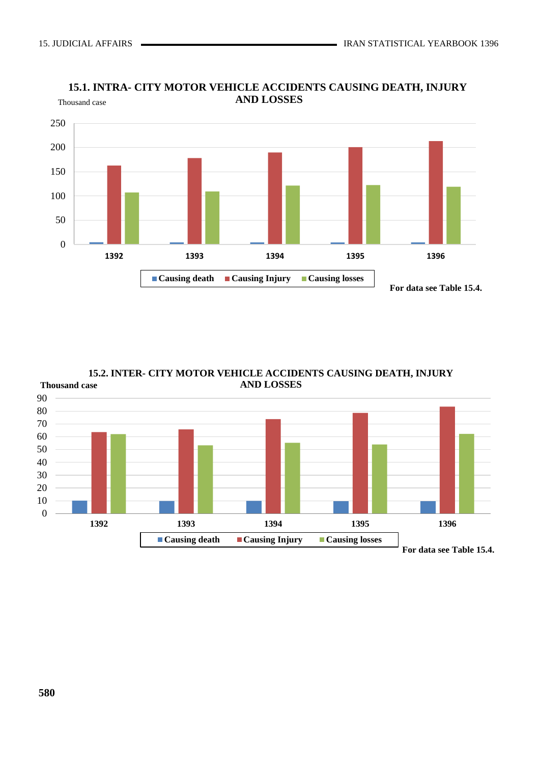## 15.1. INTRA- CITY MOTOR VEHICLE ACCIDENTS CAUSING DEATH, INJURY AND LOSSES

Thousand case

250
200
150
100
50
0

1392 1393 1394 1395 1396

Causing death Causing Injury Causing losses

For data see Table 15.4.

## 15.2. INTER- CITY MOTOR VEHICLE ACCIDENTS CAUSING DEATH, INJURY AND LOSSES

Thousand case

90
80
70
60
50
40
30
20
10
0

1392 1393 1394 1395 1396

Causing death Causing Injury Causing losses

For data see Table 15.4.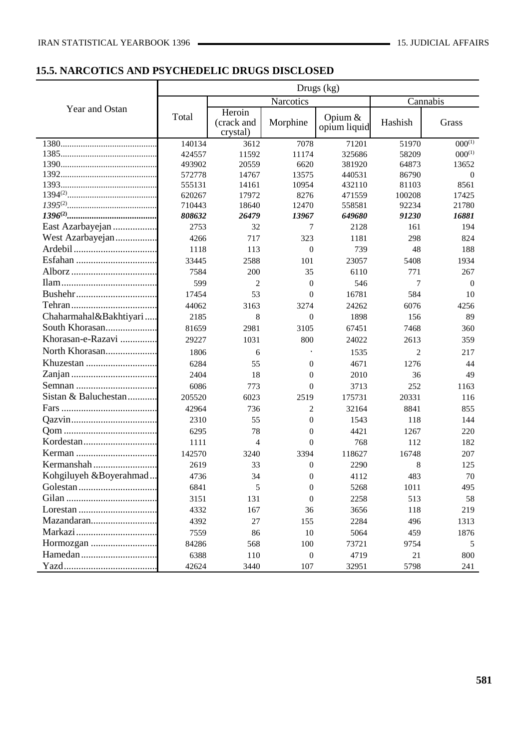## 15.5. NARCOTICS AND PSYCHEDELIC DRUGS DISCLOSED

| Year and Ostan | Drugs (kg) | | | | | |
|---|---|---|---|---|---|---|
| | Total | Narcotics | | | Cannabis | |
| | | Heroin (crack and crystal) | Morphine | Opium & opium liquid | Hashish | Grass |
| 1380 | 140134 | 3612 | 7078 | 71201 | 51970 | 000[1] |
| 1385 | 424557 | 11592 | 11174 | 325686 | 58209 | 000[1] |
| 1390 | 493902 | 20559 | 6620 | 381920 | 64873 | 13652 |
| 1392 | 572778 | 14767 | 13575 | 440531 | 86790 | 0 |
| 1393 | 555131 | 14161 | 10954 | 432110 | 81103 | 8561 |
| 1394[2] | 620267 | 17972 | 8276 | 471559 | 100208 | 17425 |
| *1395[2]* | 710443 | 18640 | 12470 | 558581 | 92234 | 21780 |
| ***1396[2]*** | ***808632*** | ***26479*** | ***13967*** | ***649680*** | ***91230*** | ***16881*** |
| East Azarbayejan | 2753 | 32 | 7 | 2128 | 161 | 194 |
| West Azarbayejan | 4266 | 717 | 323 | 1181 | 298 | 824 |
| Ardebil | 1118 | 113 | 0 | 739 | 48 | 188 |
| Esfahan | 33445 | 2588 | 101 | 23057 | 5408 | 1934 |
| Alborz | 7584 | 200 | 35 | 6110 | 771 | 267 |
| Ilam | 599 | 2 | 0 | 546 | 7 | 0 |
| Bushehr | 17454 | 53 | 0 | 16781 | 584 | 10 |
| Tehran | 44062 | 3163 | 3274 | 24262 | 6076 | 4256 |
| Chaharmahal&Bakhtiyari | 2185 | 8 | 0 | 1898 | 156 | 89 |
| South Khorasan | 81659 | 2981 | 3105 | 67451 | 7468 | 360 |
| Khorasan-e-Razavi | 29227 | 1031 | 800 | 24022 | 2613 | 359 |
| North Khorasan | 1806 | 6 | . | 1535 | 2 | 217 |
| Khuzestan | 6284 | 55 | 0 | 4671 | 1276 | 44 |
| Zanjan | 2404 | 18 | 0 | 2010 | 36 | 49 |
| Semnan | 6086 | 773 | 0 | 3713 | 252 | 1163 |
| Sistan & Baluchestan | 205520 | 6023 | 2519 | 175731 | 20331 | 116 |
| Fars | 42964 | 736 | 2 | 32164 | 8841 | 855 |
| Qazvin | 2310 | 55 | 0 | 1543 | 118 | 144 |
| Qom | 6295 | 78 | 0 | 4421 | 1267 | 220 |
| Kordestan | 1111 | 4 | 0 | 768 | 112 | 182 |
| Kerman | 142570 | 3240 | 3394 | 118627 | 16748 | 207 |
| Kermanshah | 2619 | 33 | 0 | 2290 | 8 | 125 |
| Kohgiluyeh &Boyerahmad | 4736 | 34 | 0 | 4112 | 483 | 70 |
| Golestan | 6841 | 5 | 0 | 5268 | 1011 | 495 |
| Gilan | 3151 | 131 | 0 | 2258 | 513 | 58 |
| Lorestan | 4332 | 167 | 36 | 3656 | 118 | 219 |
| Mazandaran | 4392 | 27 | 155 | 2284 | 496 | 1313 |
| Markazi | 7559 | 86 | 10 | 5064 | 459 | 1876 |
| Hormozgan | 84286 | 568 | 100 | 73721 | 9754 | 5 |
| Hamedan | 6388 | 110 | 0 | 4719 | 21 | 800 |
| Yazd | 42624 | 3440 | 107 | 32951 | 5798 | 241 |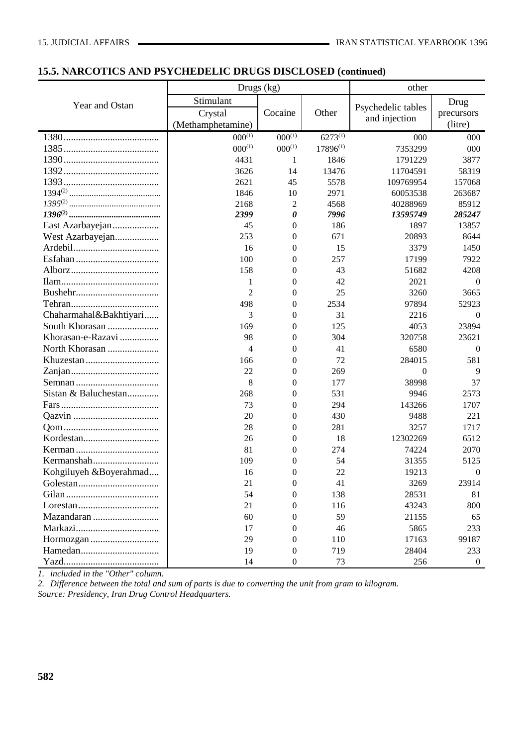## 15.5. NARCOTICS AND PSYCHEDELIC DRUGS DISCLOSED (continued)

| Year and Ostan | Drugs (kg) | | | other | |
|---|---|---|---|---|---|
| | Stimulant | Cocaine | Other | Psychedelic tables and injection | Drug precursors (litre) |
| | Crystal (Methamphetamine) | | | | |
| 1380 | 000[1] | 000[1] | 6273[1] | 000 | 000 |
| 1385 | 000[1] | 000[1] | 17896[1] | 7353299 | 000 |
| 1390 | 4431 | 1 | 1846 | 1791229 | 3877 |
| 1392 | 3626 | 14 | 13476 | 11704591 | 58319 |
| 1393 | 2621 | 45 | 5578 | 109769954 | 157068 |
| 1394[2] | 1846 | 10 | 2971 | 60053538 | 263687 |
| *1395*[2] | 2168 | 2 | 4568 | 40288969 | 85912 |
| ***1396***[2] | ***2399*** | ***0*** | ***7996*** | ***13595749*** | ***285247*** |
| East Azarbayejan | 45 | 0 | 186 | 1897 | 13857 |
| West Azarbayejan | 253 | 0 | 671 | 20893 | 8644 |
| Ardebil | 16 | 0 | 15 | 3379 | 1450 |
| Esfahan | 100 | 0 | 257 | 17199 | 7922 |
| Alborz | 158 | 0 | 43 | 51682 | 4208 |
| Ilam | 1 | 0 | 42 | 2021 | 0 |
| Bushehr | 2 | 0 | 25 | 3260 | 3665 |
| Tehran | 498 | 0 | 2534 | 97894 | 52923 |
| Chaharmahal&Bakhtiyari | 3 | 0 | 31 | 2216 | 0 |
| South Khorasan | 169 | 0 | 125 | 4053 | 23894 |
| Khorasan-e-Razavi | 98 | 0 | 304 | 320758 | 23621 |
| North Khorasan | 4 | 0 | 41 | 6580 | 0 |
| Khuzestan | 166 | 0 | 72 | 284015 | 581 |
| Zanjan | 22 | 0 | 269 | 0 | 9 |
| Semnan | 8 | 0 | 177 | 38998 | 37 |
| Sistan & Baluchestan | 268 | 0 | 531 | 9946 | 2573 |
| Fars | 73 | 0 | 294 | 143266 | 1707 |
| Qazvin | 20 | 0 | 430 | 9488 | 221 |
| Qom | 28 | 0 | 281 | 3257 | 1717 |
| Kordestan | 26 | 0 | 18 | 12302269 | 6512 |
| Kerman | 81 | 0 | 274 | 74224 | 2070 |
| Kermanshah | 109 | 0 | 54 | 31355 | 5125 |
| Kohgiluyeh &Boyerahmad | 16 | 0 | 22 | 19213 | 0 |
| Golestan | 21 | 0 | 41 | 3269 | 23914 |
| Gilan | 54 | 0 | 138 | 28531 | 81 |
| Lorestan | 21 | 0 | 116 | 43243 | 800 |
| Mazandaran | 60 | 0 | 59 | 21155 | 65 |
| Markazi | 17 | 0 | 46 | 5865 | 233 |
| Hormozgan | 29 | 0 | 110 | 17163 | 99187 |
| Hamedan | 19 | 0 | 719 | 28404 | 233 |
| Yazd | 14 | 0 | 73 | 256 | 0 |

*1. included in the "Other" column.*

*2. Difference between the total and sum of parts is due to converting the unit from gram to kilogram.*

*Source: Presidency, Iran Drug Control Headquarters.*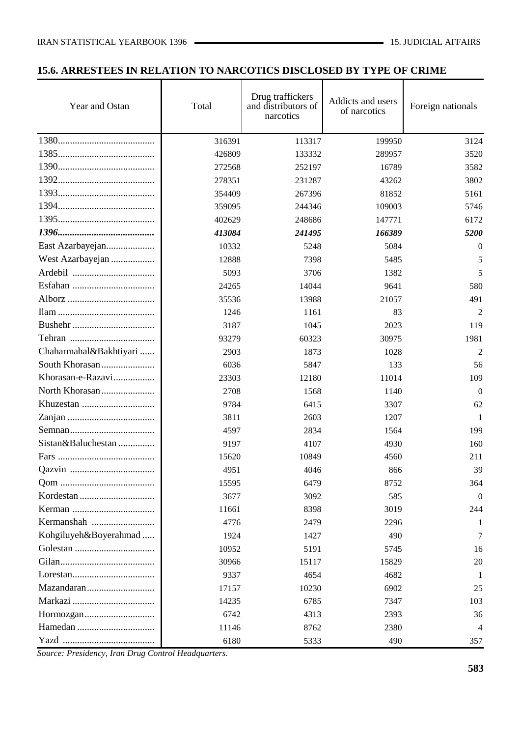## 15.6. ARRESTEES IN RELATION TO NARCOTICS DISCLOSED BY TYPE OF CRIME

| Year and Ostan | Total | Drug traffickers and distributors of narcotics | Addicts and users of narcotics | Foreign nationals |
|---|---|---|---|---|
| 1380 | 316391 | 113317 | 199950 | 3124 |
| 1385 | 426809 | 133332 | 289957 | 3520 |
| 1390 | 272568 | 252197 | 16789 | 3582 |
| 1392 | 278351 | 231287 | 43262 | 3802 |
| 1393 | 354409 | 267396 | 81852 | 5161 |
| 1394 | 359095 | 244346 | 109003 | 5746 |
| 1395 | 402629 | 248686 | 147771 | 6172 |
| ***1396*** | ***413084*** | ***241495*** | ***166389*** | ***5200*** |
| East Azarbayejan | 10332 | 5248 | 5084 | 0 |
| West Azarbayejan | 12888 | 7398 | 5485 | 5 |
| Ardebil | 5093 | 3706 | 1382 | 5 |
| Esfahan | 24265 | 14044 | 9641 | 580 |
| Alborz | 35536 | 13988 | 21057 | 491 |
| Ilam | 1246 | 1161 | 83 | 2 |
| Bushehr | 3187 | 1045 | 2023 | 119 |
| Tehran | 93279 | 60323 | 30975 | 1981 |
| Chaharmahal&Bakhtiyari | 2903 | 1873 | 1028 | 2 |
| South Khorasan | 6036 | 5847 | 133 | 56 |
| Khorasan-e-Razavi | 23303 | 12180 | 11014 | 109 |
| North Khorasan | 2708 | 1568 | 1140 | 0 |
| Khuzestan | 9784 | 6415 | 3307 | 62 |
| Zanjan | 3811 | 2603 | 1207 | 1 |
| Semnan | 4597 | 2834 | 1564 | 199 |
| Sistan&Baluchestan | 9197 | 4107 | 4930 | 160 |
| Fars | 15620 | 10849 | 4560 | 211 |
| Qazvin | 4951 | 4046 | 866 | 39 |
| Qom | 15595 | 6479 | 8752 | 364 |
| Kordestan | 3677 | 3092 | 585 | 0 |
| Kerman | 11661 | 8398 | 3019 | 244 |
| Kermanshah | 4776 | 2479 | 2296 | 1 |
| Kohgiluyeh&Boyerahmad | 1924 | 1427 | 490 | 7 |
| Golestan | 10952 | 5191 | 5745 | 16 |
| Gilan | 30966 | 15117 | 15829 | 20 |
| Lorestan | 9337 | 4654 | 4682 | 1 |
| Mazandaran | 17157 | 10230 | 6902 | 25 |
| Markazi | 14235 | 6785 | 7347 | 103 |
| Hormozgan | 6742 | 4313 | 2393 | 36 |
| Hamedan | 11146 | 8762 | 2380 | 4 |
| Yazd | 6180 | 5333 | 490 | 357 |

*Source: Presidency, Iran Drug Control Headquarters.*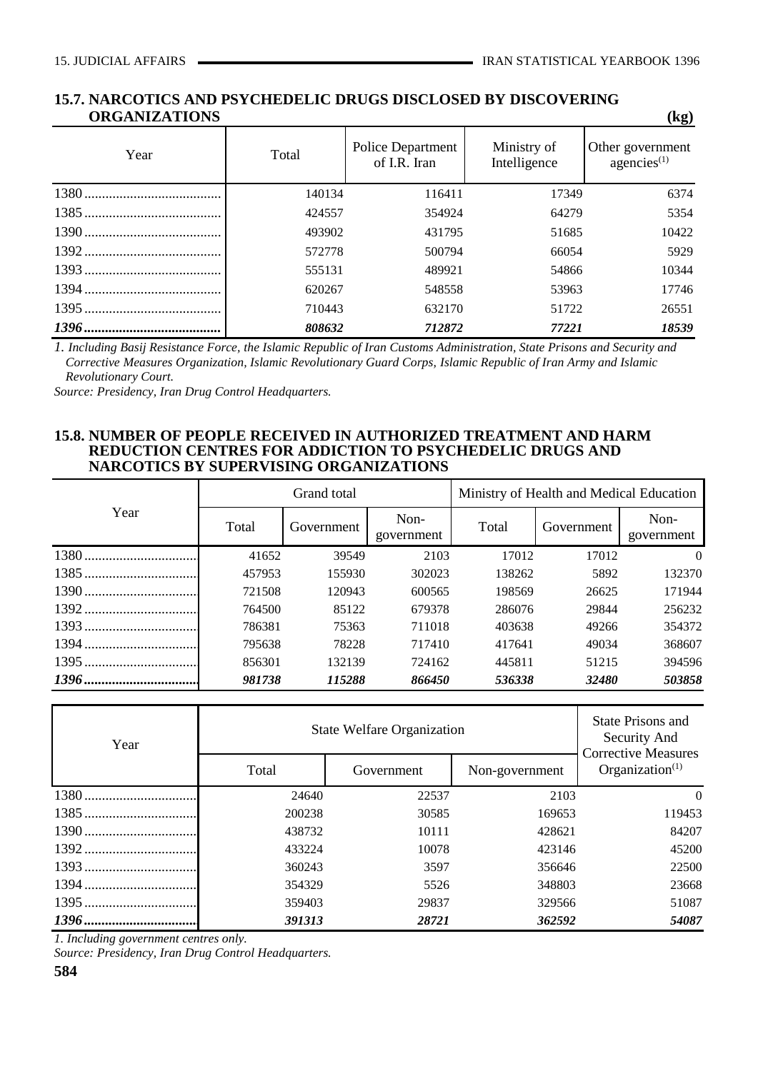## 15.7. NARCOTICS AND PSYCHEDELIC DRUGS DISCLOSED BY DISCOVERING ORGANIZATIONS

(kg)

| Year | Total | Police Department of I.R. Iran | Ministry of Intelligence | Other government agencies[1] |
|---|---|---|---|---|
| 1380 | 140134 | 116411 | 17349 | 6374 |
| 1385 | 424557 | 354924 | 64279 | 5354 |
| 1390 | 493902 | 431795 | 51685 | 10422 |
| 1392 | 572778 | 500794 | 66054 | 5929 |
| 1393 | 555131 | 489921 | 54866 | 10344 |
| 1394 | 620267 | 548558 | 53963 | 17746 |
| 1395 | 710443 | 632170 | 51722 | 26551 |
| ***1396*** | ***808632*** | ***712872*** | ***77221*** | ***18539*** |

*1. Including Basij Resistance Force, the Islamic Republic of Iran Customs Administration, State Prisons and Security and Corrective Measures Organization, Islamic Revolutionary Guard Corps, Islamic Republic of Iran Army and Islamic Revolutionary Court.*

*Source: Presidency, Iran Drug Control Headquarters.*

## 15.8. NUMBER OF PEOPLE RECEIVED IN AUTHORIZED TREATMENT AND HARM REDUCTION CENTRES FOR ADDICTION TO PSYCHEDELIC DRUGS AND NARCOTICS BY SUPERVISING ORGANIZATIONS

| Year | Grand total | | | Ministry of Health and Medical Education | | |
|---|---|---|---|---|---|---|
| | Total | Government | Non-government | Total | Government | Non-government |
| 1380 | 41652 | 39549 | 2103 | 17012 | 17012 | 0 |
| 1385 | 457953 | 155930 | 302023 | 138262 | 5892 | 132370 |
| 1390 | 721508 | 120943 | 600565 | 198569 | 26625 | 171944 |
| 1392 | 764500 | 85122 | 679378 | 286076 | 29844 | 256232 |
| 1393 | 786381 | 75363 | 711018 | 403638 | 49266 | 354372 |
| 1394 | 795638 | 78228 | 717410 | 417641 | 49034 | 368607 |
| 1395 | 856301 | 132139 | 724162 | 445811 | 51215 | 394596 |
| ***1396*** | ***981738*** | ***115288*** | ***866450*** | ***536338*** | ***32480*** | ***503858*** |

| Year | State Welfare Organization | | | State Prisons and Security And Corrective Measures Organization[1] |
|---|---|---|---|---|
| | Total | Government | Non-government | |
| 1380 | 24640 | 22537 | 2103 | 0 |
| 1385 | 200238 | 30585 | 169653 | 119453 |
| 1390 | 438732 | 10111 | 428621 | 84207 |
| 1392 | 433224 | 10078 | 423146 | 45200 |
| 1393 | 360243 | 3597 | 356646 | 22500 |
| 1394 | 354329 | 5526 | 348803 | 23668 |
| 1395 | 359403 | 29837 | 329566 | 51087 |
| ***1396*** | ***391313*** | ***28721*** | ***362592*** | ***54087*** |

*1. Including government centres only.*

*Source: Presidency, Iran Drug Control Headquarters.*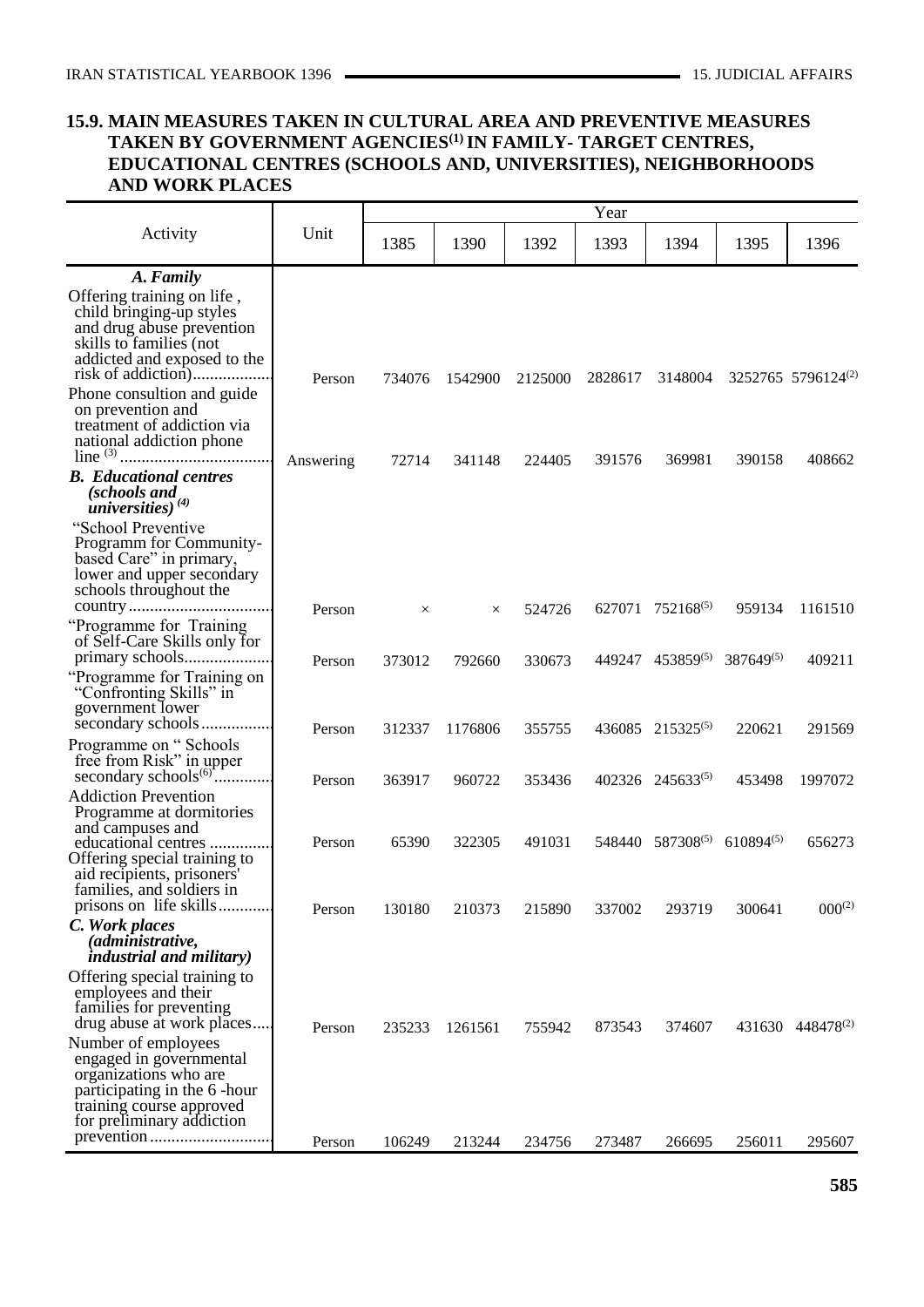## 15.9. MAIN MEASURES TAKEN IN CULTURAL AREA AND PREVENTIVE MEASURES TAKEN BY GOVERNMENT AGENCIES[1] IN FAMILY- TARGET CENTRES, EDUCATIONAL CENTRES (SCHOOLS AND, UNIVERSITIES), NEIGHBORHOODS AND WORK PLACES

| Activity | Unit | Year | | | | | | |
|---|---|---|---|---|---|---|---|---|
| | | 1385 | 1390 | 1392 | 1393 | 1394 | 1395 | 1396 |
| ***A. Family*** | | | | | | | | |
| Offering training on life , child bringing-up styles and drug abuse prevention skills to families (not addicted and exposed to the risk of addiction) | Person | 734076 | 1542900 | 2125000 | 2828617 | 3148004 | 3252765 | 5796124[2] |
| Phone consultion and guide on prevention and treatment of addiction via national addiction phone line [3] | Answering | 72714 | 341148 | 224405 | 391576 | 369981 | 390158 | 408662 |
| ***B. Educational centres (schools and universities)*** [4] | | | | | | | | |
| "School Preventive Programm for Community-based Care" in primary, lower and upper secondary schools throughout the country | Person | × | × | 524726 | 627071 | 752168[5] | 959134 | 1161510 |
| "Programme for Training of Self-Care Skills only for primary schools | Person | 373012 | 792660 | 330673 | 449247 | 453859[5] | 387649[5] | 409211 |
| "Programme for Training on "Confronting Skills" in government lower secondary schools | Person | 312337 | 1176806 | 355755 | 436085 | 215325[5] | 220621 | 291569 |
| Programme on " Schools free from Risk" in upper secondary schools[6] | Person | 363917 | 960722 | 353436 | 402326 | 245633[5] | 453498 | 1997072 |
| Addiction Prevention Programme at dormitories and campuses and educational centres | Person | 65390 | 322305 | 491031 | 548440 | 587308[5] | 610894[5] | 656273 |
| Offering special training to aid recipients, prisoners' families, and soldiers in prisons on life skills | Person | 130180 | 210373 | 215890 | 337002 | 293719 | 300641 | 000[2] |
| ***C. Work places (administrative, industrial and military)*** | | | | | | | | |
| Offering special training to employees and their families for preventing drug abuse at work places | Person | 235233 | 1261561 | 755942 | 873543 | 374607 | 431630 | 448478[2] |
| Number of employees engaged in governmental organizations who are participating in the 6 -hour training course approved for preliminary addiction prevention | Person | 106249 | 213244 | 234756 | 273487 | 266695 | 256011 | 295607 |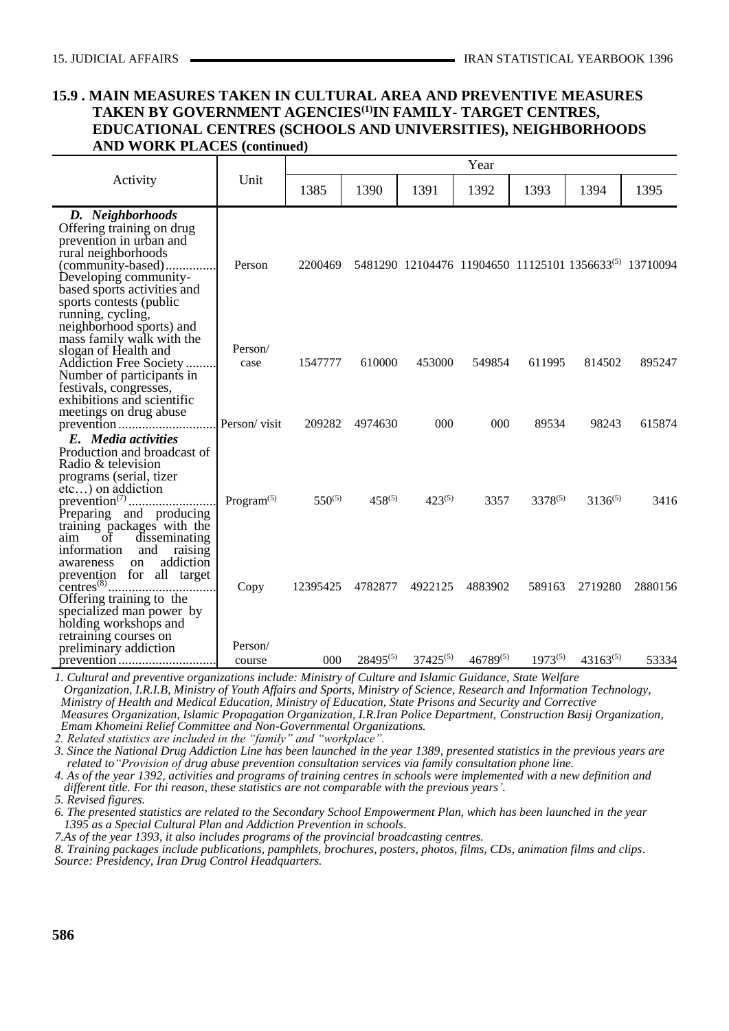## 15.9 . MAIN MEASURES TAKEN IN CULTURAL AREA AND PREVENTIVE MEASURES TAKEN BY GOVERNMENT AGENCIES[1] IN FAMILY- TARGET CENTRES, EDUCATIONAL CENTRES (SCHOOLS AND UNIVERSITIES), NEIGHBORHOODS AND WORK PLACES (continued)

| Activity | Unit | Year | | | | | | |
|---|---|---|---|---|---|---|---|---|
| | | 1385 | 1390 | 1391 | 1392 | 1393 | 1394 | 1395 |
| ***D. Neighborhoods*** | | | | | | | | |
| Offering training on drug prevention in urban and rural neighborhoods (community-based) | Person | 2200469 | 5481290 | 12104476 | 11904650 | 11125101 | 1356633[5] | 13710094 |
| Developing community-based sports activities and sports contests (public running, cycling, neighborhood sports) and mass family walk with the slogan of Health and Addiction Free Society | Person/ case | 1547777 | 610000 | 453000 | 549854 | 611995 | 814502 | 895247 |
| Number of participants in festivals, congresses, exhibitions and scientific meetings on drug abuse prevention | Person/ visit | 209282 | 4974630 | 000 | 000 | 89534 | 98243 | 615874 |
| ***E. Media activities*** | | | | | | | | |
| Production and broadcast of Radio & television programs (serial, tizer etc…) on addiction prevention[7] | Program[5] | 550[5] | 458[5] | 423[5] | 3357 | 3378[5] | 3136[5] | 3416 |
| Preparing and producing training packages with the aim of disseminating information and raising awareness on addiction prevention for all target centres[8] | Copy | 12395425 | 4782877 | 4922125 | 4883902 | 589163 | 2719280 | 2880156 |
| Offering training to the specialized man power by holding workshops and retraining courses on preliminary addiction prevention | Person/ course | 000 | 28495[5] | 37425[5] | 46789[5] | 1973[5] | 43163[5] | 53334 |

*1. Cultural and preventive organizations include: Ministry of Culture and Islamic Guidance, State Welfare Organization, I.R.I.B, Ministry of Youth Affairs and Sports, Ministry of Science, Research and Information Technology, Ministry of Health and Medical Education, Ministry of Education, State Prisons and Security and Corrective Measures Organization, Islamic Propagation Organization, I.R.Iran Police Department, Construction Basij Organization, Emam Khomeini Relief Committee and Non-Governmental Organizations.*

*2. Related statistics are included in the "family" and "workplace".*

*3. Since the National Drug Addiction Line has been launched in the year 1389, presented statistics in the previous years are related to "Provision of drug abuse prevention consultation services via family consultation phone line.*

*4. As of the year 1392, activities and programs of training centres in schools were implemented with a new definition and different title. For thi reason, these statistics are not comparable with the previous years'.*

*5. Revised figures.*

*6. The presented statistics are related to the Secondary School Empowerment Plan, which has been launched in the year 1395 as a Special Cultural Plan and Addiction Prevention in schools.*

*7. As of the year 1393, it also includes programs of the provincial broadcasting centres.*

*8. Training packages include publications, pamphlets, brochures, posters, photos, films, CDs, animation films and clips.*

*Source: Presidency, Iran Drug Control Headquarters.*